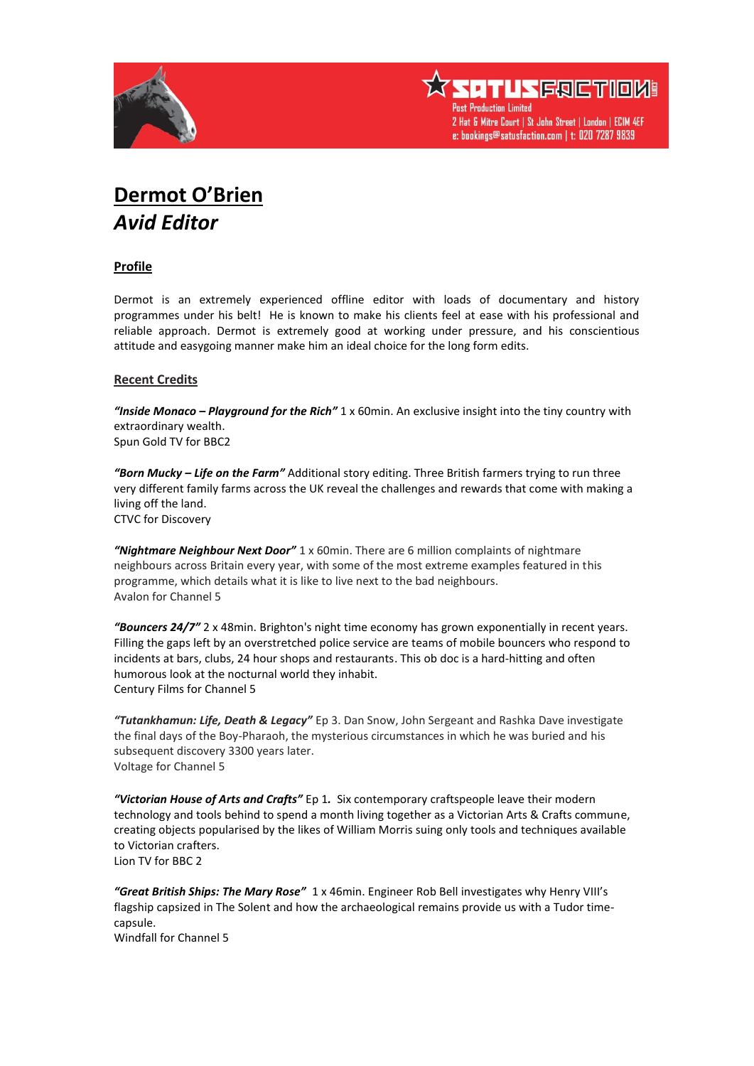SATUSFACTION
Post Production Limited
2 Hat & Mitre Court | St John Street | London | EC1M 4EF
e: bookings@satusfaction.com | t: 020 7287 9839

# Dermot O'Brien
## *Avid Editor*

### Profile

Dermot is an extremely experienced offline editor with loads of documentary and history programmes under his belt! He is known to make his clients feel at ease with his professional and reliable approach. Dermot is extremely good at working under pressure, and his conscientious attitude and easygoing manner make him an ideal choice for the long form edits.

### Recent Credits

***"Inside Monaco – Playground for the Rich"*** 1 x 60min. An exclusive insight into the tiny country with extraordinary wealth.
Spun Gold TV for BBC2

***"Born Mucky – Life on the Farm"*** Additional story editing. Three British farmers trying to run three very different family farms across the UK reveal the challenges and rewards that come with making a living off the land.
CTVC for Discovery

***"Nightmare Neighbour Next Door"*** 1 x 60min. There are 6 million complaints of nightmare neighbours across Britain every year, with some of the most extreme examples featured in this programme, which details what it is like to live next to the bad neighbours.
Avalon for Channel 5

***"Bouncers 24/7"*** 2 x 48min. Brighton's night time economy has grown exponentially in recent years. Filling the gaps left by an overstretched police service are teams of mobile bouncers who respond to incidents at bars, clubs, 24 hour shops and restaurants. This ob doc is a hard-hitting and often humorous look at the nocturnal world they inhabit.
Century Films for Channel 5

***"Tutankhamun: Life, Death & Legacy"*** Ep 3. Dan Snow, John Sergeant and Rashka Dave investigate the final days of the Boy-Pharaoh, the mysterious circumstances in which he was buried and his subsequent discovery 3300 years later.
Voltage for Channel 5

***"Victorian House of Arts and Crafts"*** Ep 1**.** Six contemporary craftspeople leave their modern technology and tools behind to spend a month living together as a Victorian Arts & Crafts commune, creating objects popularised by the likes of William Morris suing only tools and techniques available to Victorian crafters.
Lion TV for BBC 2

***"Great British Ships: The Mary Rose"*** 1 x 46min. Engineer Rob Bell investigates why Henry VIII's flagship capsized in The Solent and how the archaeological remains provide us with a Tudor time-capsule.
Windfall for Channel 5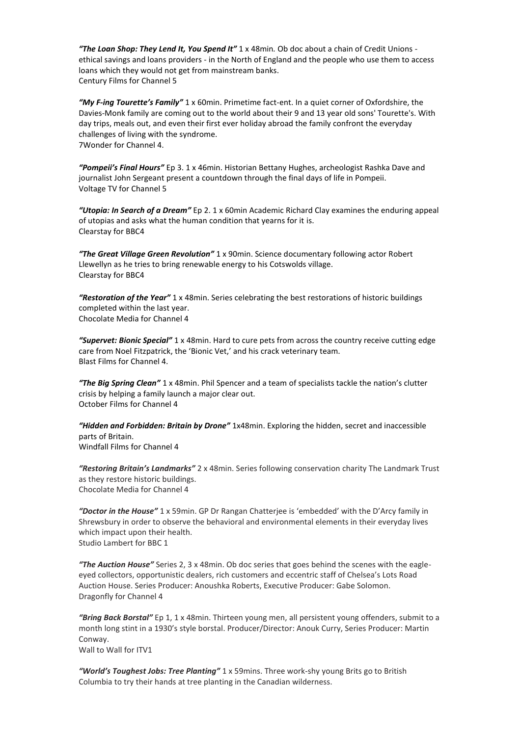***"The Loan Shop: They Lend It, You Spend It"*** 1 x 48min. Ob doc about a chain of Credit Unions - ethical savings and loans providers - in the North of England and the people who use them to access loans which they would not get from mainstream banks.
Century Films for Channel 5

***"My F-ing Tourette's Family"*** 1 x 60min. Primetime fact-ent. In a quiet corner of Oxfordshire, the Davies-Monk family are coming out to the world about their 9 and 13 year old sons' Tourette's. With day trips, meals out, and even their first ever holiday abroad the family confront the everyday challenges of living with the syndrome.
7Wonder for Channel 4.

***"Pompeii's Final Hours"*** Ep 3. 1 x 46min. Historian Bettany Hughes, archeologist Rashka Dave and journalist John Sergeant present a countdown through the final days of life in Pompeii.
Voltage TV for Channel 5

***"Utopia: In Search of a Dream"*** Ep 2. 1 x 60min Academic Richard Clay examines the enduring appeal of utopias and asks what the human condition that yearns for it is.
Clearstay for BBC4

***"The Great Village Green Revolution"*** 1 x 90min. Science documentary following actor Robert Llewellyn as he tries to bring renewable energy to his Cotswolds village.
Clearstay for BBC4

***"Restoration of the Year"*** 1 x 48min. Series celebrating the best restorations of historic buildings completed within the last year.
Chocolate Media for Channel 4

***"Supervet: Bionic Special"*** 1 x 48min. Hard to cure pets from across the country receive cutting edge care from Noel Fitzpatrick, the 'Bionic Vet,' and his crack veterinary team.
Blast Films for Channel 4.

***"The Big Spring Clean"*** 1 x 48min. Phil Spencer and a team of specialists tackle the nation's clutter crisis by helping a family launch a major clear out.
October Films for Channel 4

***"Hidden and Forbidden: Britain by Drone"*** 1x48min. Exploring the hidden, secret and inaccessible parts of Britain.
Windfall Films for Channel 4

***"Restoring Britain's Landmarks"*** 2 x 48min. Series following conservation charity The Landmark Trust as they restore historic buildings.
Chocolate Media for Channel 4

***"Doctor in the House"*** 1 x 59min. GP Dr Rangan Chatterjee is 'embedded' with the D'Arcy family in Shrewsbury in order to observe the behavioral and environmental elements in their everyday lives which impact upon their health.
Studio Lambert for BBC 1

***"The Auction House"*** Series 2, 3 x 48min. Ob doc series that goes behind the scenes with the eagle-eyed collectors, opportunistic dealers, rich customers and eccentric staff of Chelsea's Lots Road Auction House. Series Producer: Anoushka Roberts, Executive Producer: Gabe Solomon.
Dragonfly for Channel 4

***"Bring Back Borstal"*** Ep 1, 1 x 48min. Thirteen young men, all persistent young offenders, submit to a month long stint in a 1930's style borstal. Producer/Director: Anouk Curry, Series Producer: Martin Conway.
Wall to Wall for ITV1

***"World's Toughest Jobs: Tree Planting"*** 1 x 59mins. Three work-shy young Brits go to British Columbia to try their hands at tree planting in the Canadian wilderness.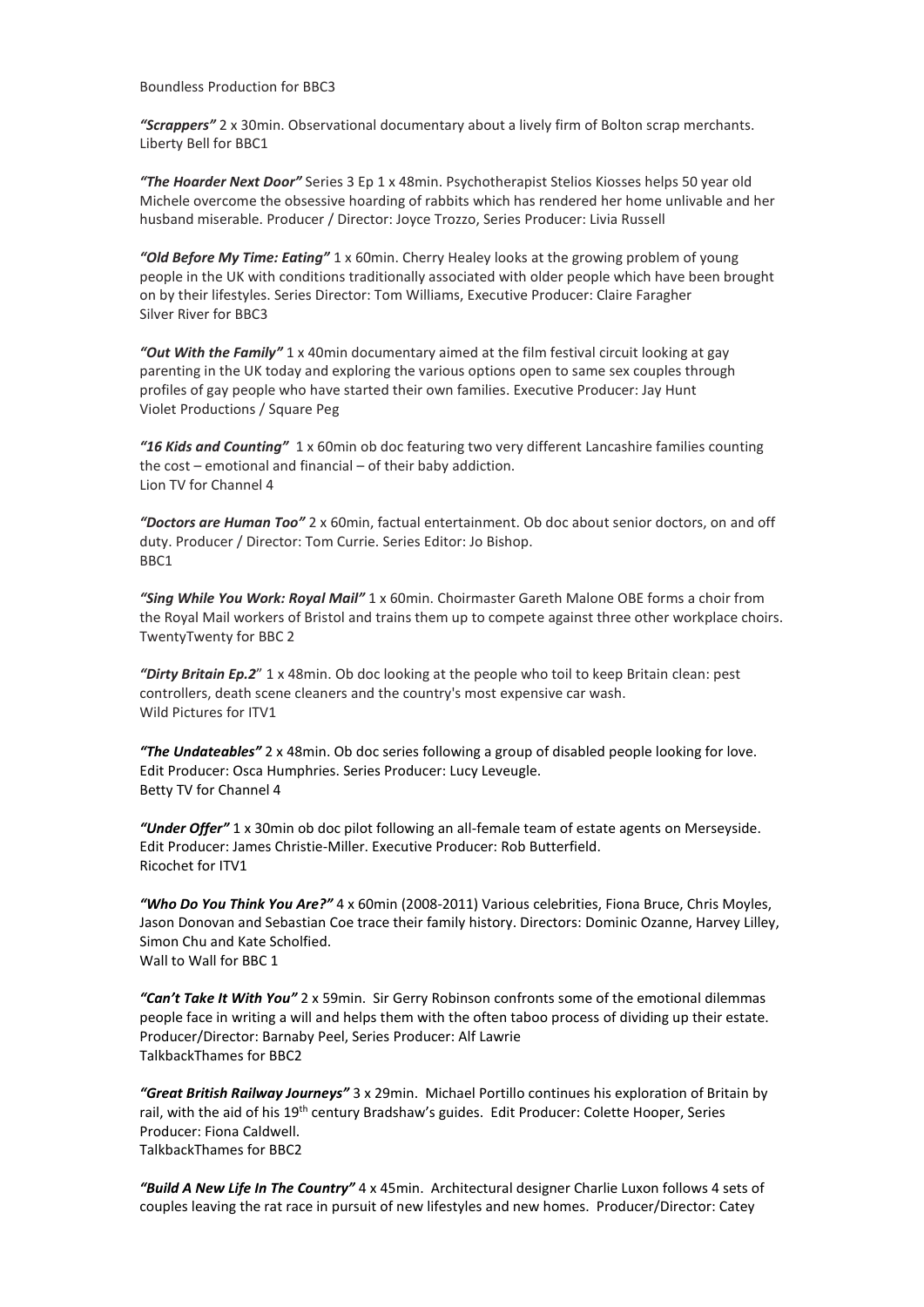Boundless Production for BBC3

***"Scrappers"*** 2 x 30min. Observational documentary about a lively firm of Bolton scrap merchants.
Liberty Bell for BBC1

***"The Hoarder Next Door"*** Series 3 Ep 1 x 48min. Psychotherapist Stelios Kiosses helps 50 year old Michele overcome the obsessive hoarding of rabbits which has rendered her home unlivable and her husband miserable. Producer / Director: Joyce Trozzo, Series Producer: Livia Russell

***"Old Before My Time: Eating"*** 1 x 60min. Cherry Healey looks at the growing problem of young people in the UK with conditions traditionally associated with older people which have been brought on by their lifestyles. Series Director: Tom Williams, Executive Producer: Claire Faragher
Silver River for BBC3

***"Out With the Family"*** 1 x 40min documentary aimed at the film festival circuit looking at gay parenting in the UK today and exploring the various options open to same sex couples through profiles of gay people who have started their own families. Executive Producer: Jay Hunt
Violet Productions / Square Peg

***"16 Kids and Counting"*** 1 x 60min ob doc featuring two very different Lancashire families counting the cost – emotional and financial – of their baby addiction.
Lion TV for Channel 4

***"Doctors are Human Too"*** 2 x 60min, factual entertainment. Ob doc about senior doctors, on and off duty. Producer / Director: Tom Currie. Series Editor: Jo Bishop.
BBC1

***"Sing While You Work: Royal Mail"*** 1 x 60min. Choirmaster Gareth Malone OBE forms a choir from the Royal Mail workers of Bristol and trains them up to compete against three other workplace choirs.
TwentyTwenty for BBC 2

***"Dirty Britain Ep.2"*** 1 x 48min. Ob doc looking at the people who toil to keep Britain clean: pest controllers, death scene cleaners and the country's most expensive car wash.
Wild Pictures for ITV1

***"The Undateables"*** 2 x 48min. Ob doc series following a group of disabled people looking for love.
Edit Producer: Osca Humphries. Series Producer: Lucy Leveugle.
Betty TV for Channel 4

***"Under Offer"*** 1 x 30min ob doc pilot following an all-female team of estate agents on Merseyside.
Edit Producer: James Christie-Miller. Executive Producer: Rob Butterfield.
Ricochet for ITV1

***"Who Do You Think You Are?"*** 4 x 60min (2008-2011) Various celebrities, Fiona Bruce, Chris Moyles, Jason Donovan and Sebastian Coe trace their family history. Directors: Dominic Ozanne, Harvey Lilley, Simon Chu and Kate Scholfied.
Wall to Wall for BBC 1

***"Can't Take It With You"*** 2 x 59min. Sir Gerry Robinson confronts some of the emotional dilemmas people face in writing a will and helps them with the often taboo process of dividing up their estate.
Producer/Director: Barnaby Peel, Series Producer: Alf Lawrie
TalkbackThames for BBC2

***"Great British Railway Journeys"*** 3 x 29min. Michael Portillo continues his exploration of Britain by rail, with the aid of his 19th century Bradshaw's guides. Edit Producer: Colette Hooper, Series Producer: Fiona Caldwell.
TalkbackThames for BBC2

***"Build A New Life In The Country"*** 4 x 45min. Architectural designer Charlie Luxon follows 4 sets of couples leaving the rat race in pursuit of new lifestyles and new homes. Producer/Director: Catey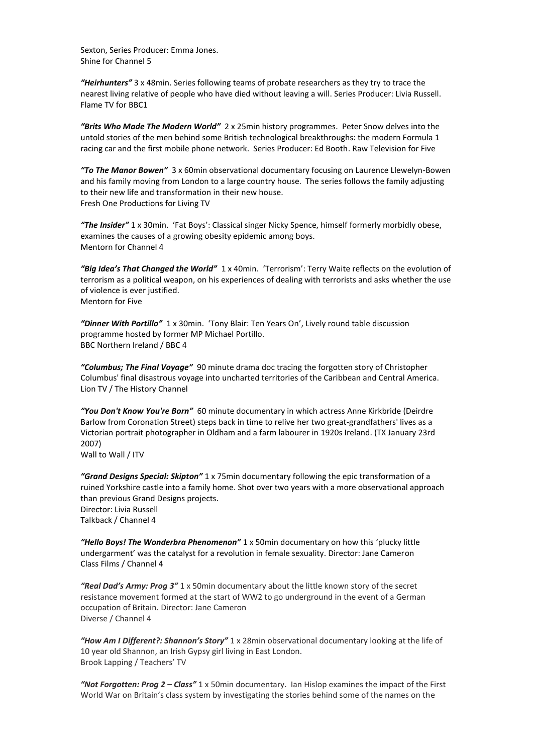Sexton, Series Producer: Emma Jones.
Shine for Channel 5

***"Heirhunters"*** 3 x 48min. Series following teams of probate researchers as they try to trace the nearest living relative of people who have died without leaving a will. Series Producer: Livia Russell.
Flame TV for BBC1

***"Brits Who Made The Modern World"*** 2 x 25min history programmes. Peter Snow delves into the untold stories of the men behind some British technological breakthroughs: the modern Formula 1 racing car and the first mobile phone network. Series Producer: Ed Booth. Raw Television for Five

***"To The Manor Bowen"*** 3 x 60min observational documentary focusing on Laurence Llewelyn-Bowen and his family moving from London to a large country house. The series follows the family adjusting to their new life and transformation in their new house.
Fresh One Productions for Living TV

***"The Insider"*** 1 x 30min. 'Fat Boys': Classical singer Nicky Spence, himself formerly morbidly obese, examines the causes of a growing obesity epidemic among boys.
Mentorn for Channel 4

***"Big Idea's That Changed the World"*** 1 x 40min. 'Terrorism': Terry Waite reflects on the evolution of terrorism as a political weapon, on his experiences of dealing with terrorists and asks whether the use of violence is ever justified.
Mentorn for Five

***"Dinner With Portillo"*** 1 x 30min. 'Tony Blair: Ten Years On', Lively round table discussion programme hosted by former MP Michael Portillo.
BBC Northern Ireland / BBC 4

***"Columbus; The Final Voyage"*** 90 minute drama doc tracing the forgotten story of Christopher Columbus' final disastrous voyage into uncharted territories of the Caribbean and Central America.
Lion TV / The History Channel

***"You Don't Know You're Born"*** 60 minute documentary in which actress Anne Kirkbride (Deirdre Barlow from Coronation Street) steps back in time to relive her two great-grandfathers' lives as a Victorian portrait photographer in Oldham and a farm labourer in 1920s Ireland. (TX January 23rd 2007)
Wall to Wall / ITV

***"Grand Designs Special: Skipton"*** 1 x 75min documentary following the epic transformation of a ruined Yorkshire castle into a family home. Shot over two years with a more observational approach than previous Grand Designs projects.
Director: Livia Russell
Talkback / Channel 4

***"Hello Boys! The Wonderbra Phenomenon"*** 1 x 50min documentary on how this 'plucky little undergarment' was the catalyst for a revolution in female sexuality. Director: Jane Cameron
Class Films / Channel 4

***"Real Dad's Army: Prog 3"*** 1 x 50min documentary about the little known story of the secret resistance movement formed at the start of WW2 to go underground in the event of a German occupation of Britain. Director: Jane Cameron
Diverse / Channel 4

***"How Am I Different?: Shannon's Story"*** 1 x 28min observational documentary looking at the life of 10 year old Shannon, an Irish Gypsy girl living in East London.
Brook Lapping / Teachers' TV

***"Not Forgotten: Prog 2 – Class"*** 1 x 50min documentary. Ian Hislop examines the impact of the First World War on Britain's class system by investigating the stories behind some of the names on the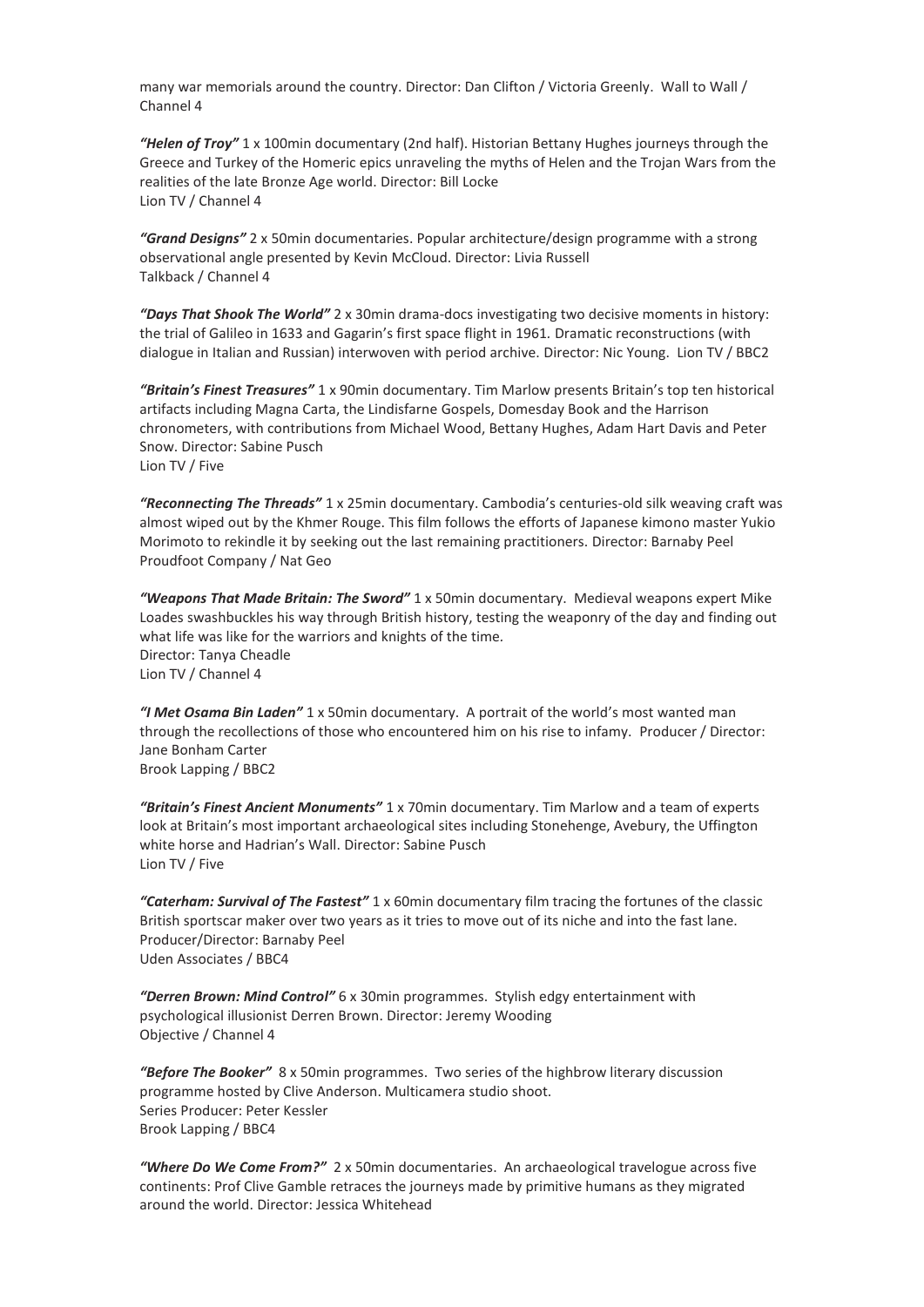many war memorials around the country. Director: Dan Clifton / Victoria Greenly. Wall to Wall / Channel 4

***"Helen of Troy"*** 1 x 100min documentary (2nd half). Historian Bettany Hughes journeys through the Greece and Turkey of the Homeric epics unraveling the myths of Helen and the Trojan Wars from the realities of the late Bronze Age world. Director: Bill Locke
Lion TV / Channel 4

***"Grand Designs"*** 2 x 50min documentaries. Popular architecture/design programme with a strong observational angle presented by Kevin McCloud. Director: Livia Russell
Talkback / Channel 4

***"Days That Shook The World"*** 2 x 30min drama-docs investigating two decisive moments in history: the trial of Galileo in 1633 and Gagarin's first space flight in 1961. Dramatic reconstructions (with dialogue in Italian and Russian) interwoven with period archive. Director: Nic Young. Lion TV / BBC2

***"Britain's Finest Treasures"*** 1 x 90min documentary. Tim Marlow presents Britain's top ten historical artifacts including Magna Carta, the Lindisfarne Gospels, Domesday Book and the Harrison chronometers, with contributions from Michael Wood, Bettany Hughes, Adam Hart Davis and Peter Snow. Director: Sabine Pusch
Lion TV / Five

***"Reconnecting The Threads"*** 1 x 25min documentary. Cambodia's centuries-old silk weaving craft was almost wiped out by the Khmer Rouge. This film follows the efforts of Japanese kimono master Yukio Morimoto to rekindle it by seeking out the last remaining practitioners. Director: Barnaby Peel
Proudfoot Company / Nat Geo

***"Weapons That Made Britain: The Sword"*** 1 x 50min documentary. Medieval weapons expert Mike Loades swashbuckles his way through British history, testing the weaponry of the day and finding out what life was like for the warriors and knights of the time.
Director: Tanya Cheadle
Lion TV / Channel 4

***"I Met Osama Bin Laden"*** 1 x 50min documentary. A portrait of the world's most wanted man through the recollections of those who encountered him on his rise to infamy. Producer / Director: Jane Bonham Carter
Brook Lapping / BBC2

***"Britain's Finest Ancient Monuments"*** 1 x 70min documentary. Tim Marlow and a team of experts look at Britain's most important archaeological sites including Stonehenge, Avebury, the Uffington white horse and Hadrian's Wall. Director: Sabine Pusch
Lion TV / Five

***"Caterham: Survival of The Fastest"*** 1 x 60min documentary film tracing the fortunes of the classic British sportscar maker over two years as it tries to move out of its niche and into the fast lane.
Producer/Director: Barnaby Peel
Uden Associates / BBC4

***"Derren Brown: Mind Control"*** 6 x 30min programmes. Stylish edgy entertainment with psychological illusionist Derren Brown. Director: Jeremy Wooding
Objective / Channel 4

***"Before The Booker"*** 8 x 50min programmes. Two series of the highbrow literary discussion programme hosted by Clive Anderson. Multicamera studio shoot.
Series Producer: Peter Kessler
Brook Lapping / BBC4

***"Where Do We Come From?"*** 2 x 50min documentaries. An archaeological travelogue across five continents: Prof Clive Gamble retraces the journeys made by primitive humans as they migrated around the world. Director: Jessica Whitehead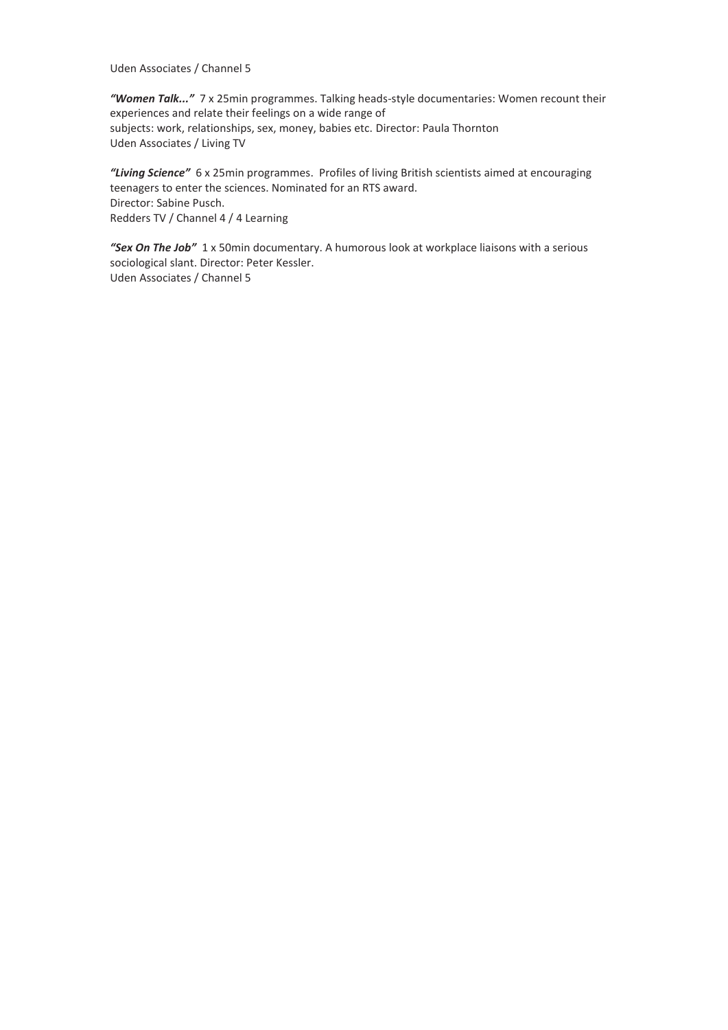Uden Associates / Channel 5

***"Women Talk..."*** 7 x 25min programmes. Talking heads-style documentaries: Women recount their experiences and relate their feelings on a wide range of
subjects: work, relationships, sex, money, babies etc. Director: Paula Thornton
Uden Associates / Living TV

***"Living Science"*** 6 x 25min programmes. Profiles of living British scientists aimed at encouraging teenagers to enter the sciences. Nominated for an RTS award.
Director: Sabine Pusch.
Redders TV / Channel 4 / 4 Learning

***"Sex On The Job"*** 1 x 50min documentary. A humorous look at workplace liaisons with a serious sociological slant. Director: Peter Kessler.
Uden Associates / Channel 5